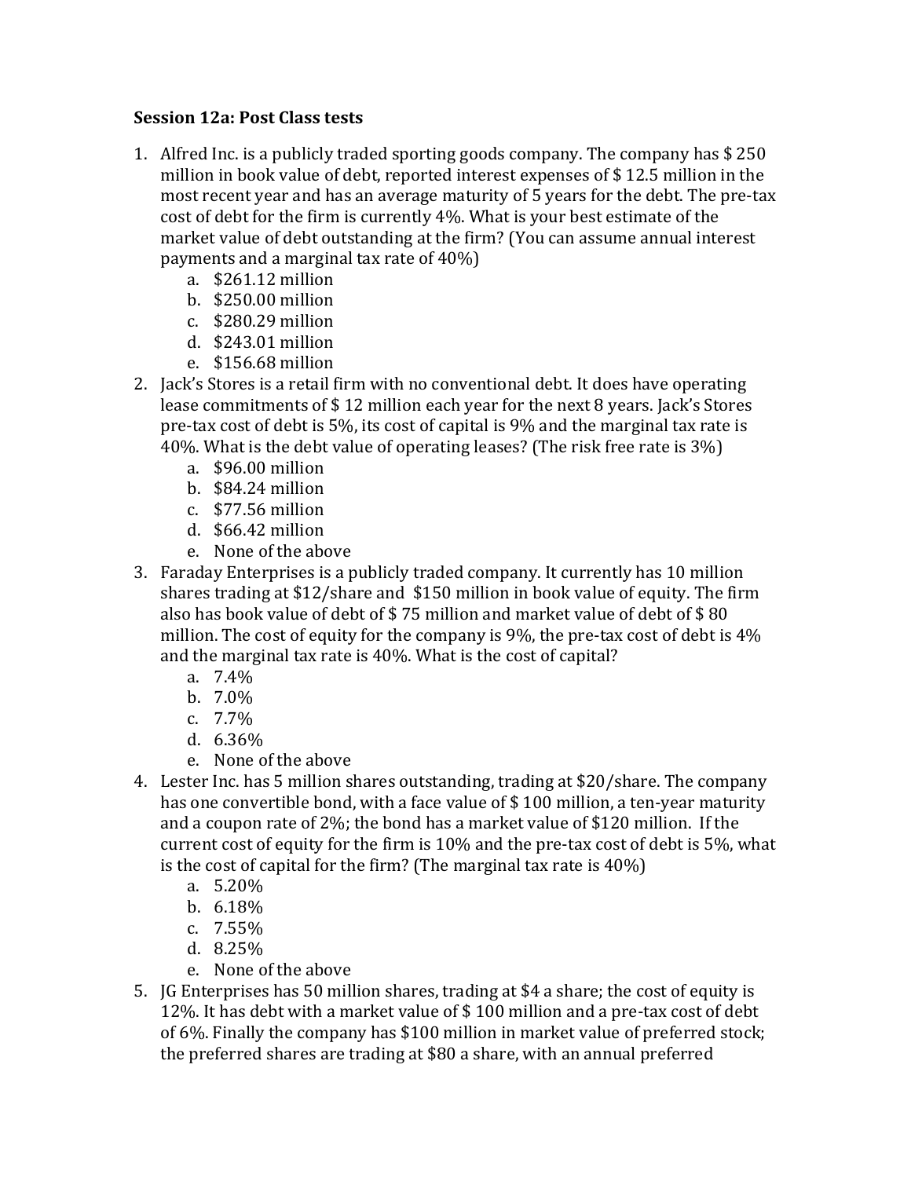**Session 12a: Post Class tests**

1. Alfred Inc. is a publicly traded sporting goods company. The company has $ 250 million in book value of debt, reported interest expenses of $ 12.5 million in the most recent year and has an average maturity of 5 years for the debt. The pre-tax cost of debt for the firm is currently 4%. What is your best estimate of the market value of debt outstanding at the firm? (You can assume annual interest payments and a marginal tax rate of 40%)
   a. $261.12 million
   b. $250.00 million
   c. $280.29 million
   d. $243.01 million
   e. $156.68 million
2. Jack's Stores is a retail firm with no conventional debt. It does have operating lease commitments of $ 12 million each year for the next 8 years. Jack's Stores pre-tax cost of debt is 5%, its cost of capital is 9% and the marginal tax rate is 40%. What is the debt value of operating leases? (The risk free rate is 3%)
   a. $96.00 million
   b. $84.24 million
   c. $77.56 million
   d. $66.42 million
   e. None of the above
3. Faraday Enterprises is a publicly traded company. It currently has 10 million shares trading at $12/share and $150 million in book value of equity. The firm also has book value of debt of $ 75 million and market value of debt of $ 80 million. The cost of equity for the company is 9%, the pre-tax cost of debt is 4% and the marginal tax rate is 40%. What is the cost of capital?
   a. 7.4%
   b. 7.0%
   c. 7.7%
   d. 6.36%
   e. None of the above
4. Lester Inc. has 5 million shares outstanding, trading at $20/share. The company has one convertible bond, with a face value of $ 100 million, a ten-year maturity and a coupon rate of 2%; the bond has a market value of $120 million. If the current cost of equity for the firm is 10% and the pre-tax cost of debt is 5%, what is the cost of capital for the firm? (The marginal tax rate is 40%)
   a. 5.20%
   b. 6.18%
   c. 7.55%
   d. 8.25%
   e. None of the above
5. JG Enterprises has 50 million shares, trading at $4 a share; the cost of equity is 12%. It has debt with a market value of $ 100 million and a pre-tax cost of debt of 6%. Finally the company has $100 million in market value of preferred stock; the preferred shares are trading at $80 a share, with an annual preferred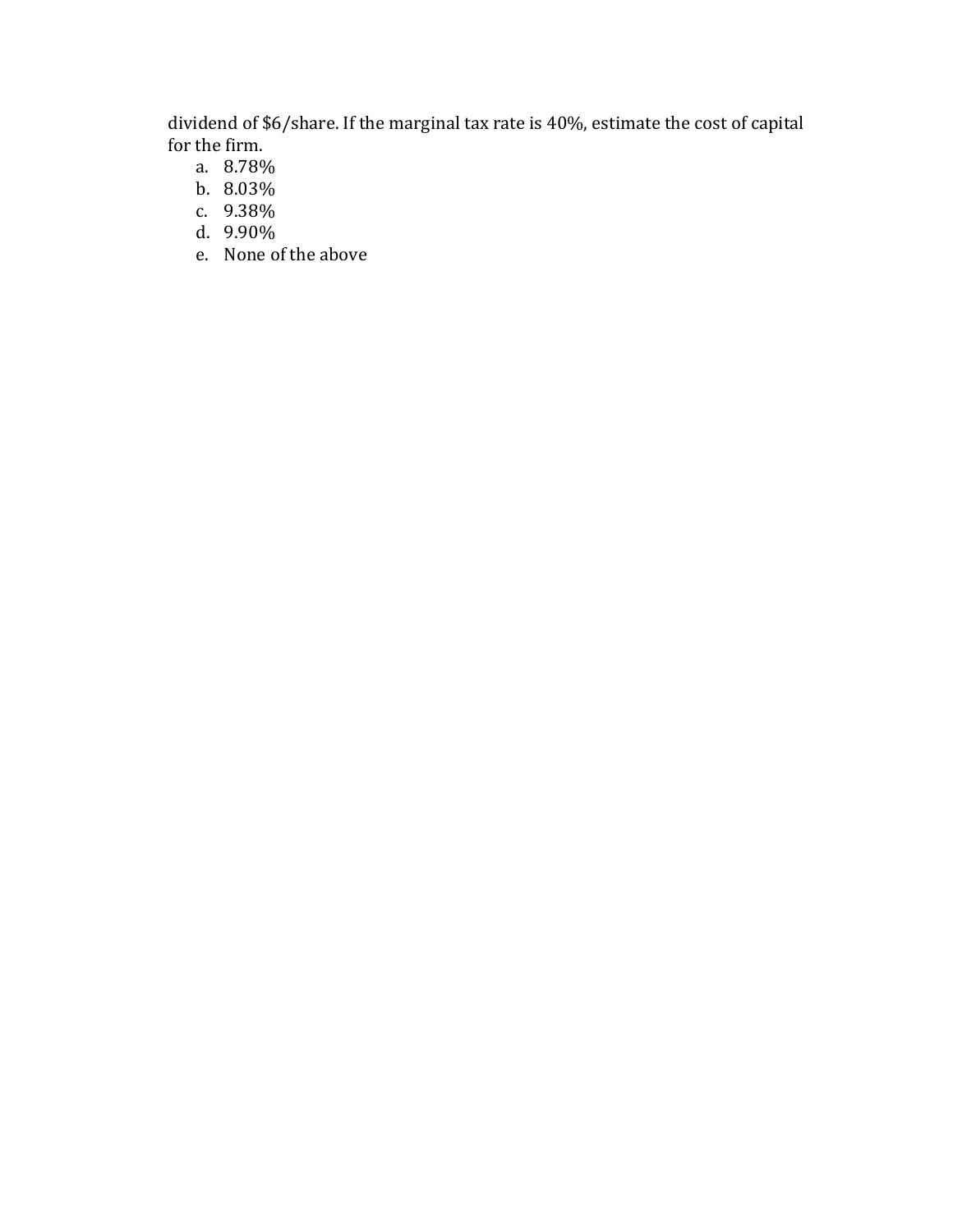dividend of $6/share. If the marginal tax rate is 40%, estimate the cost of capital for the firm.

a. 8.78%
b. 8.03%
c. 9.38%
d. 9.90%
e. None of the above